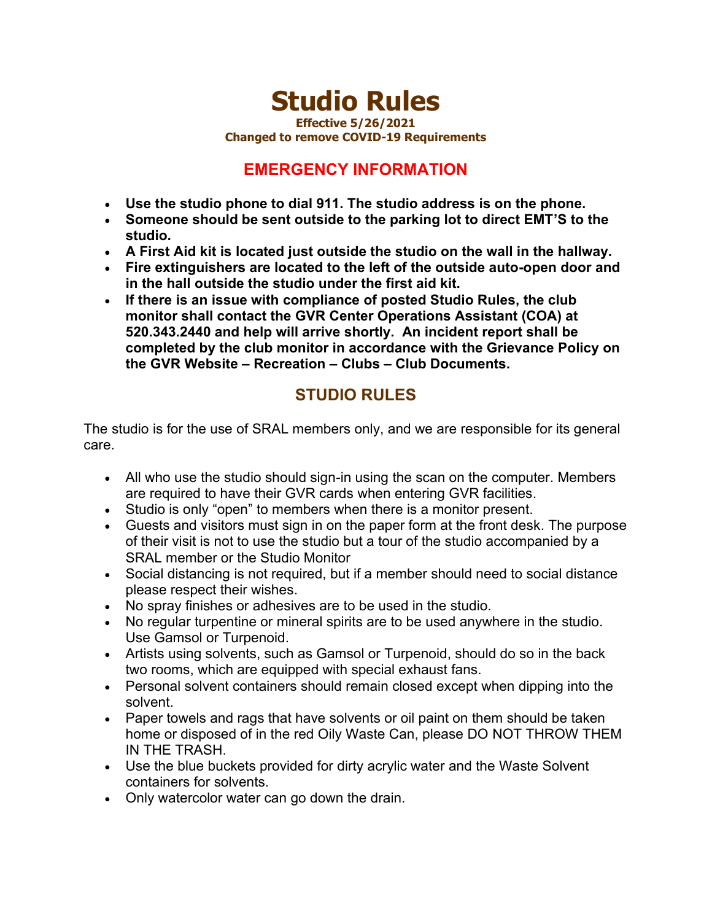# Studio Rules

**Effective 5/26/2021**
**Changed to remove COVID-19 Requirements**

## EMERGENCY INFORMATION

- **Use the studio phone to dial 911. The studio address is on the phone.**
- **Someone should be sent outside to the parking lot to direct EMT'S to the studio.**
- **A First Aid kit is located just outside the studio on the wall in the hallway.**
- **Fire extinguishers are located to the left of the outside auto-open door and in the hall outside the studio under the first aid kit.**
- **If there is an issue with compliance of posted Studio Rules, the club monitor shall contact the GVR Center Operations Assistant (COA) at 520.343.2440 and help will arrive shortly. An incident report shall be completed by the club monitor in accordance with the Grievance Policy on the GVR Website – Recreation – Clubs – Club Documents.**

## STUDIO RULES

The studio is for the use of SRAL members only, and we are responsible for its general care.

- All who use the studio should sign-in using the scan on the computer. Members are required to have their GVR cards when entering GVR facilities.
- Studio is only "open" to members when there is a monitor present.
- Guests and visitors must sign in on the paper form at the front desk. The purpose of their visit is not to use the studio but a tour of the studio accompanied by a SRAL member or the Studio Monitor
- Social distancing is not required, but if a member should need to social distance please respect their wishes.
- No spray finishes or adhesives are to be used in the studio.
- No regular turpentine or mineral spirits are to be used anywhere in the studio. Use Gamsol or Turpenoid.
- Artists using solvents, such as Gamsol or Turpenoid, should do so in the back two rooms, which are equipped with special exhaust fans.
- Personal solvent containers should remain closed except when dipping into the solvent.
- Paper towels and rags that have solvents or oil paint on them should be taken home or disposed of in the red Oily Waste Can, please DO NOT THROW THEM IN THE TRASH.
- Use the blue buckets provided for dirty acrylic water and the Waste Solvent containers for solvents.
- Only watercolor water can go down the drain.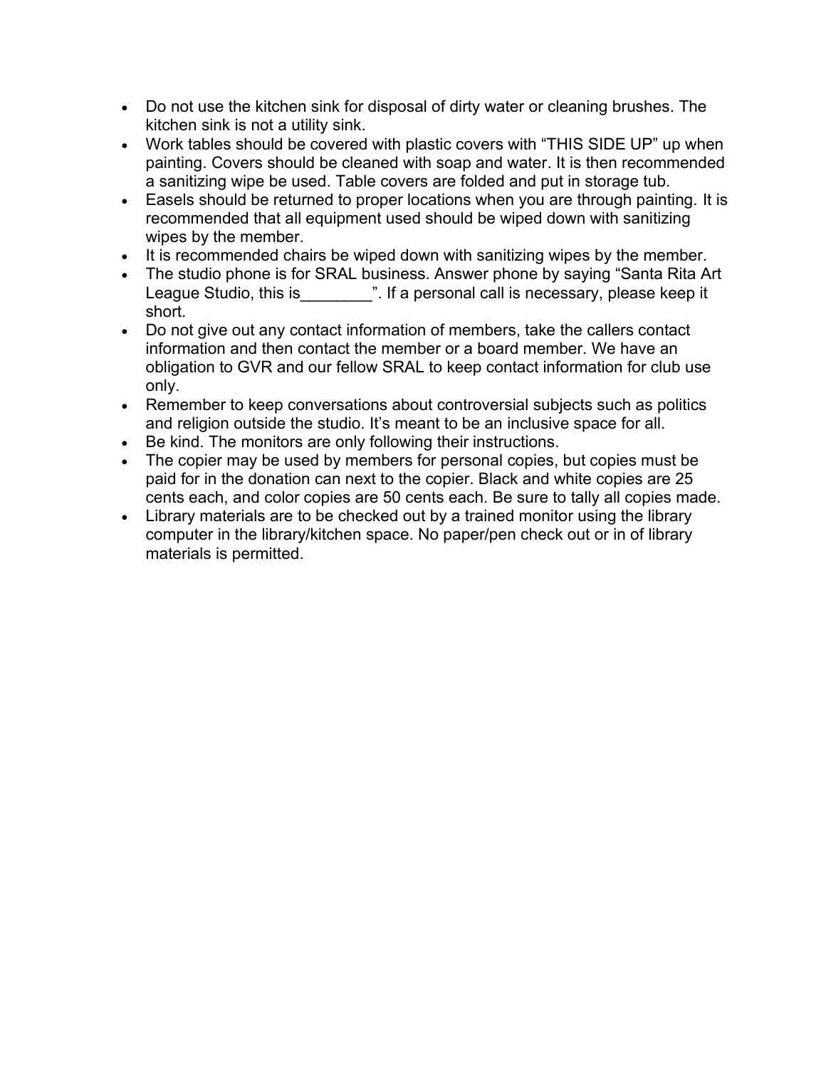- Do not use the kitchen sink for disposal of dirty water or cleaning brushes. The kitchen sink is not a utility sink.
- Work tables should be covered with plastic covers with "THIS SIDE UP" up when painting. Covers should be cleaned with soap and water. It is then recommended a sanitizing wipe be used. Table covers are folded and put in storage tub.
- Easels should be returned to proper locations when you are through painting. It is recommended that all equipment used should be wiped down with sanitizing wipes by the member.
- It is recommended chairs be wiped down with sanitizing wipes by the member.
- The studio phone is for SRAL business. Answer phone by saying "Santa Rita Art League Studio, this is________". If a personal call is necessary, please keep it short.
- Do not give out any contact information of members, take the callers contact information and then contact the member or a board member. We have an obligation to GVR and our fellow SRAL to keep contact information for club use only.
- Remember to keep conversations about controversial subjects such as politics and religion outside the studio. It's meant to be an inclusive space for all.
- Be kind. The monitors are only following their instructions.
- The copier may be used by members for personal copies, but copies must be paid for in the donation can next to the copier. Black and white copies are 25 cents each, and color copies are 50 cents each. Be sure to tally all copies made.
- Library materials are to be checked out by a trained monitor using the library computer in the library/kitchen space. No paper/pen check out or in of library materials is permitted.